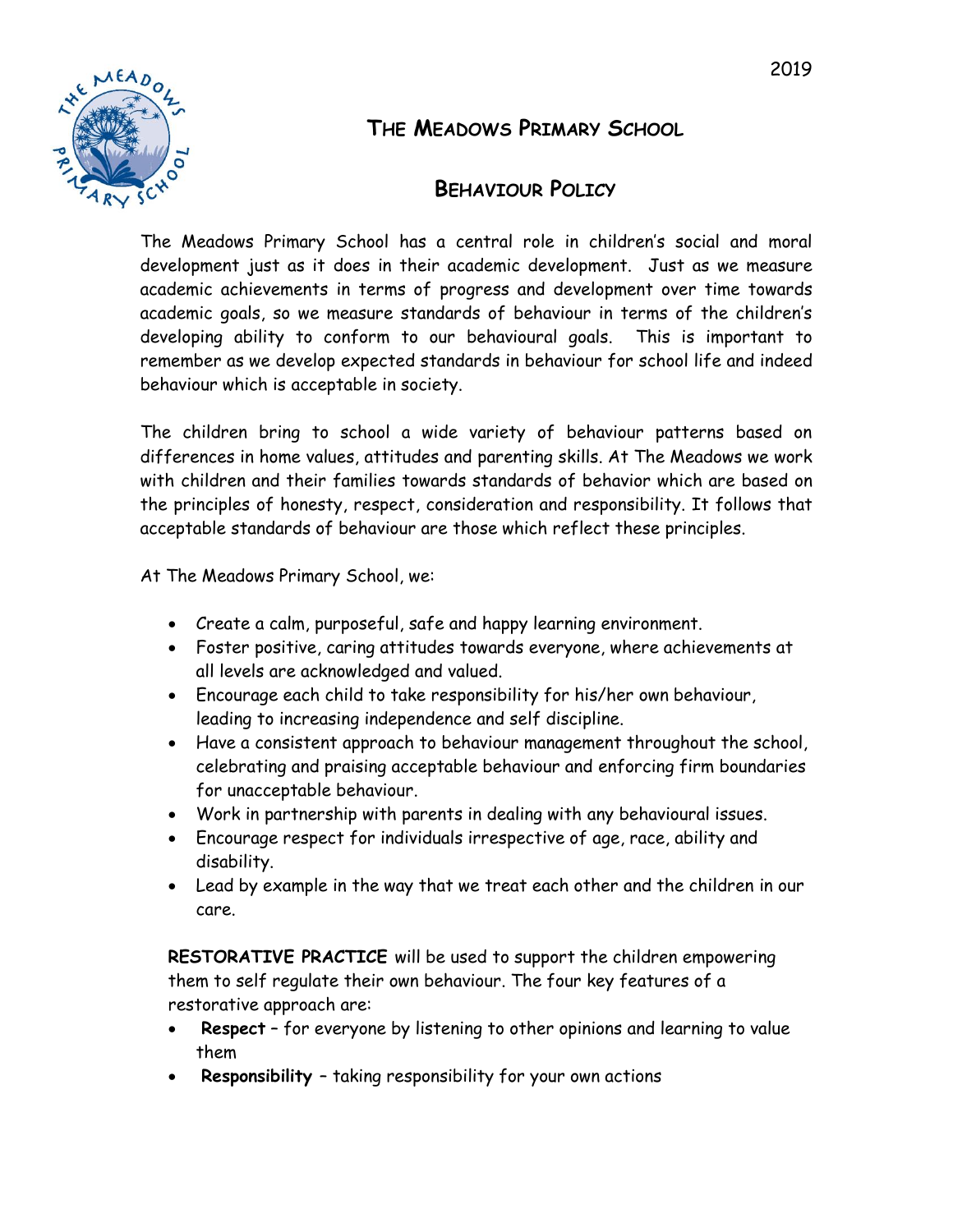2019

# The Meadows Primary School

## Behaviour Policy

The Meadows Primary School has a central role in children's social and moral development just as it does in their academic development. Just as we measure academic achievements in terms of progress and development over time towards academic goals, so we measure standards of behaviour in terms of the children's developing ability to conform to our behavioural goals. This is important to remember as we develop expected standards in behaviour for school life and indeed behaviour which is acceptable in society.

The children bring to school a wide variety of behaviour patterns based on differences in home values, attitudes and parenting skills. At The Meadows we work with children and their families towards standards of behavior which are based on the principles of honesty, respect, consideration and responsibility. It follows that acceptable standards of behaviour are those which reflect these principles.

At The Meadows Primary School, we:

- Create a calm, purposeful, safe and happy learning environment.
- Foster positive, caring attitudes towards everyone, where achievements at all levels are acknowledged and valued.
- Encourage each child to take responsibility for his/her own behaviour, leading to increasing independence and self discipline.
- Have a consistent approach to behaviour management throughout the school, celebrating and praising acceptable behaviour and enforcing firm boundaries for unacceptable behaviour.
- Work in partnership with parents in dealing with any behavioural issues.
- Encourage respect for individuals irrespective of age, race, ability and disability.
- Lead by example in the way that we treat each other and the children in our care.

**RESTORATIVE PRACTICE** will be used to support the children empowering them to self regulate their own behaviour. The four key features of a restorative approach are:

- **Respect** – for everyone by listening to other opinions and learning to value them
- **Responsibility** – taking responsibility for your own actions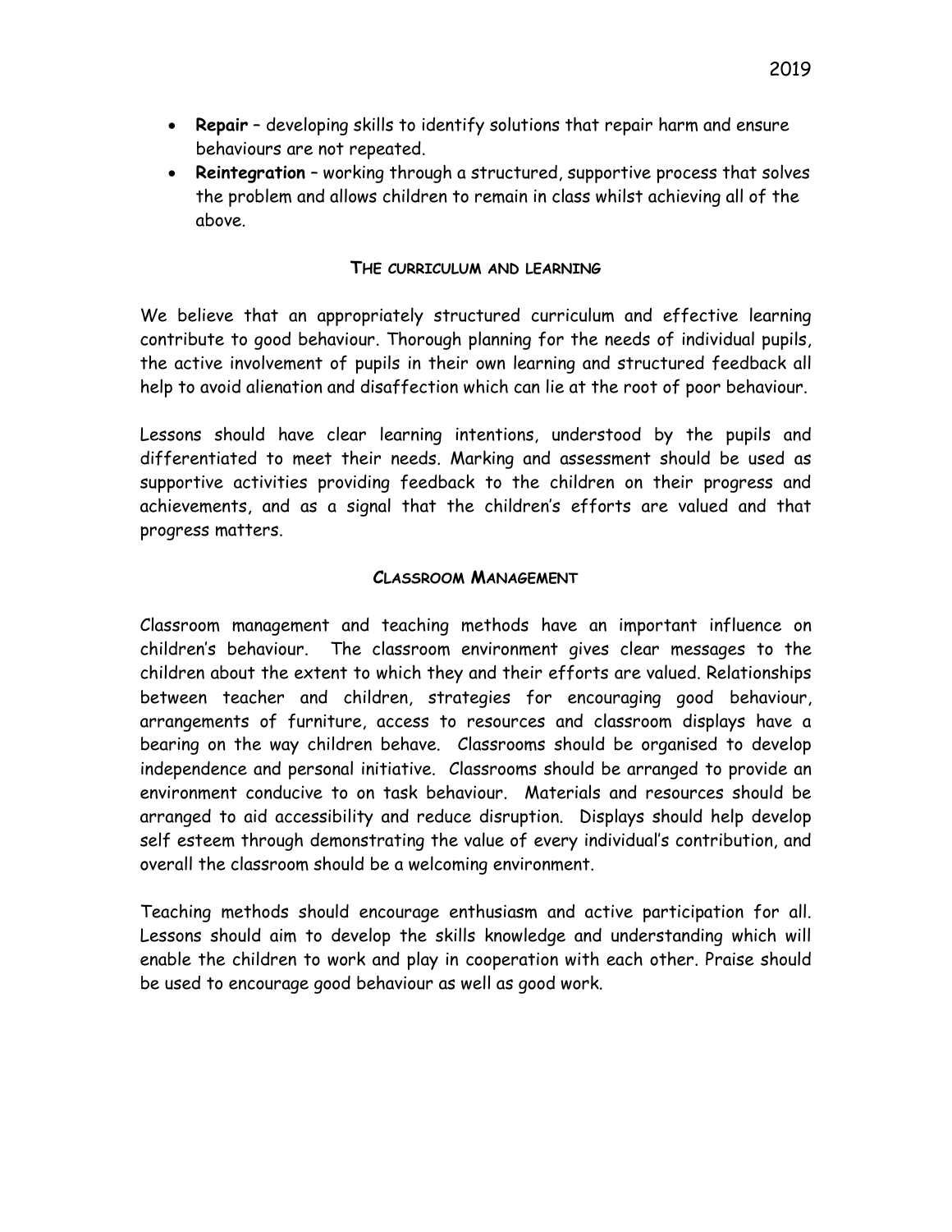- **Repair** – developing skills to identify solutions that repair harm and ensure behaviours are not repeated.
- **Reintegration** – working through a structured, supportive process that solves the problem and allows children to remain in class whilst achieving all of the above.

### THE CURRICULUM AND LEARNING

We believe that an appropriately structured curriculum and effective learning contribute to good behaviour. Thorough planning for the needs of individual pupils, the active involvement of pupils in their own learning and structured feedback all help to avoid alienation and disaffection which can lie at the root of poor behaviour.

Lessons should have clear learning intentions, understood by the pupils and differentiated to meet their needs. Marking and assessment should be used as supportive activities providing feedback to the children on their progress and achievements, and as a signal that the children's efforts are valued and that progress matters.

### CLASSROOM MANAGEMENT

Classroom management and teaching methods have an important influence on children's behaviour. The classroom environment gives clear messages to the children about the extent to which they and their efforts are valued. Relationships between teacher and children, strategies for encouraging good behaviour, arrangements of furniture, access to resources and classroom displays have a bearing on the way children behave. Classrooms should be organised to develop independence and personal initiative. Classrooms should be arranged to provide an environment conducive to on task behaviour. Materials and resources should be arranged to aid accessibility and reduce disruption. Displays should help develop self esteem through demonstrating the value of every individual's contribution, and overall the classroom should be a welcoming environment.

Teaching methods should encourage enthusiasm and active participation for all. Lessons should aim to develop the skills knowledge and understanding which will enable the children to work and play in cooperation with each other. Praise should be used to encourage good behaviour as well as good work.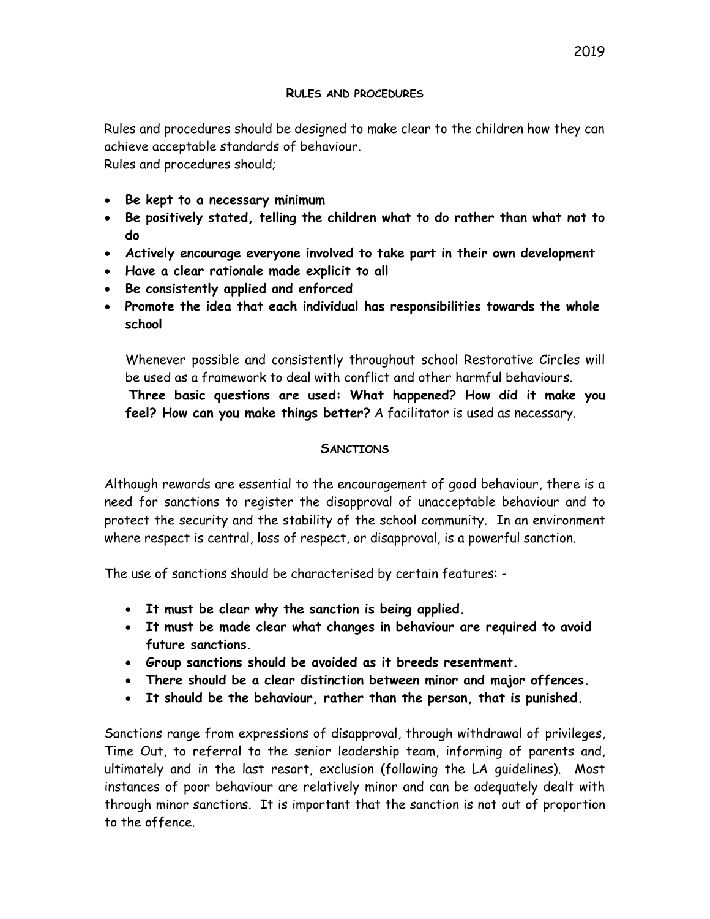## Rules and procedures

Rules and procedures should be designed to make clear to the children how they can achieve acceptable standards of behaviour.
Rules and procedures should;

- **Be kept to a necessary minimum**
- **Be positively stated, telling the children what to do rather than what not to do**
- **Actively encourage everyone involved to take part in their own development**
- **Have a clear rationale made explicit to all**
- **Be consistently applied and enforced**
- **Promote the idea that each individual has responsibilities towards the whole school**

Whenever possible and consistently throughout school Restorative Circles will be used as a framework to deal with conflict and other harmful behaviours.
**Three basic questions are used: What happened? How did it make you feel? How can you make things better?** A facilitator is used as necessary.

## Sanctions

Although rewards are essential to the encouragement of good behaviour, there is a need for sanctions to register the disapproval of unacceptable behaviour and to protect the security and the stability of the school community. In an environment where respect is central, loss of respect, or disapproval, is a powerful sanction.

The use of sanctions should be characterised by certain features: -

- **It must be clear why the sanction is being applied.**
- **It must be made clear what changes in behaviour are required to avoid future sanctions.**
- **Group sanctions should be avoided as it breeds resentment.**
- **There should be a clear distinction between minor and major offences.**
- **It should be the behaviour, rather than the person, that is punished.**

Sanctions range from expressions of disapproval, through withdrawal of privileges, Time Out, to referral to the senior leadership team, informing of parents and, ultimately and in the last resort, exclusion (following the LA guidelines). Most instances of poor behaviour are relatively minor and can be adequately dealt with through minor sanctions. It is important that the sanction is not out of proportion to the offence.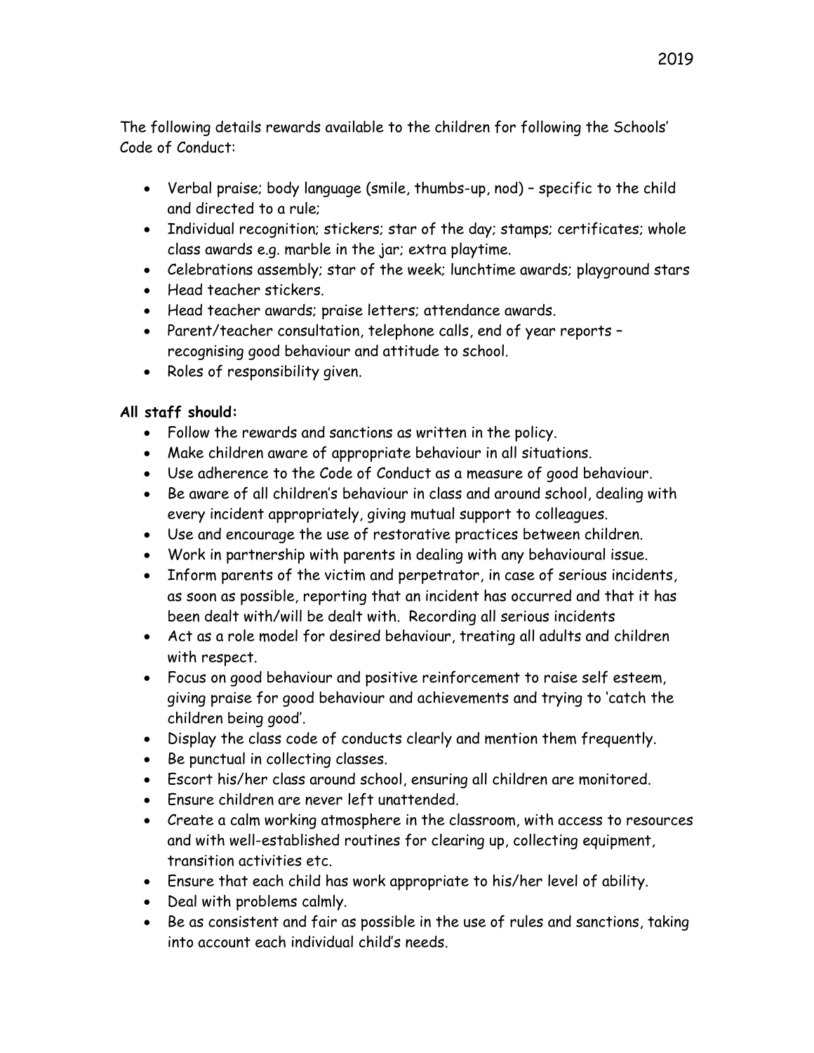The following details rewards available to the children for following the Schools' Code of Conduct:

- Verbal praise; body language (smile, thumbs-up, nod) – specific to the child and directed to a rule;
- Individual recognition; stickers; star of the day; stamps; certificates; whole class awards e.g. marble in the jar; extra playtime.
- Celebrations assembly; star of the week; lunchtime awards; playground stars
- Head teacher stickers.
- Head teacher awards; praise letters; attendance awards.
- Parent/teacher consultation, telephone calls, end of year reports – recognising good behaviour and attitude to school.
- Roles of responsibility given.

**All staff should:**

- Follow the rewards and sanctions as written in the policy.
- Make children aware of appropriate behaviour in all situations.
- Use adherence to the Code of Conduct as a measure of good behaviour.
- Be aware of all children's behaviour in class and around school, dealing with every incident appropriately, giving mutual support to colleagues.
- Use and encourage the use of restorative practices between children.
- Work in partnership with parents in dealing with any behavioural issue.
- Inform parents of the victim and perpetrator, in case of serious incidents, as soon as possible, reporting that an incident has occurred and that it has been dealt with/will be dealt with. Recording all serious incidents
- Act as a role model for desired behaviour, treating all adults and children with respect.
- Focus on good behaviour and positive reinforcement to raise self esteem, giving praise for good behaviour and achievements and trying to 'catch the children being good'.
- Display the class code of conducts clearly and mention them frequently.
- Be punctual in collecting classes.
- Escort his/her class around school, ensuring all children are monitored.
- Ensure children are never left unattended.
- Create a calm working atmosphere in the classroom, with access to resources and with well-established routines for clearing up, collecting equipment, transition activities etc.
- Ensure that each child has work appropriate to his/her level of ability.
- Deal with problems calmly.
- Be as consistent and fair as possible in the use of rules and sanctions, taking into account each individual child's needs.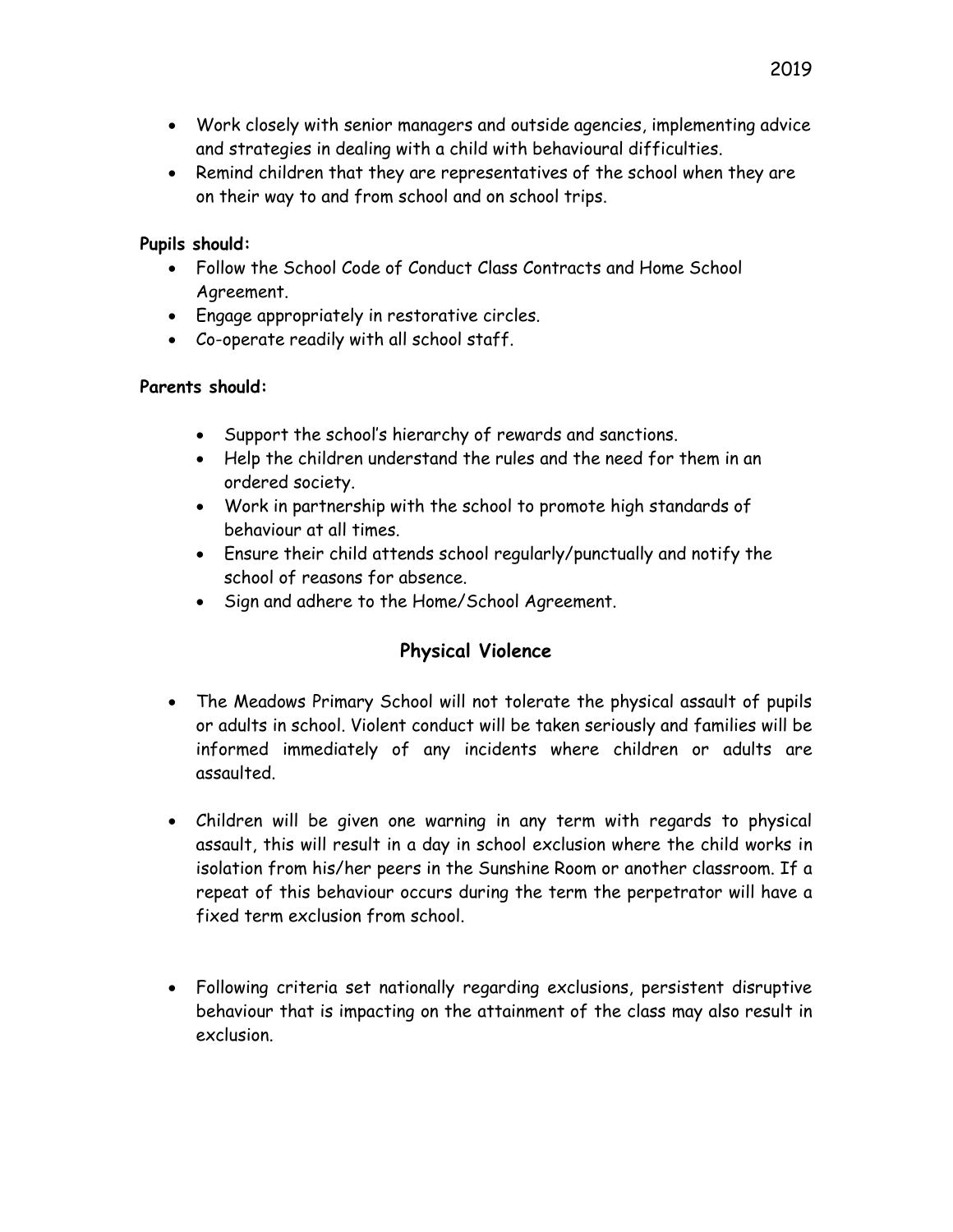- Work closely with senior managers and outside agencies, implementing advice and strategies in dealing with a child with behavioural difficulties.
- Remind children that they are representatives of the school when they are on their way to and from school and on school trips.

**Pupils should:**

- Follow the School Code of Conduct Class Contracts and Home School Agreement.
- Engage appropriately in restorative circles.
- Co-operate readily with all school staff.

**Parents should:**

- Support the school's hierarchy of rewards and sanctions.
- Help the children understand the rules and the need for them in an ordered society.
- Work in partnership with the school to promote high standards of behaviour at all times.
- Ensure their child attends school regularly/punctually and notify the school of reasons for absence.
- Sign and adhere to the Home/School Agreement.

## Physical Violence

- The Meadows Primary School will not tolerate the physical assault of pupils or adults in school. Violent conduct will be taken seriously and families will be informed immediately of any incidents where children or adults are assaulted.

- Children will be given one warning in any term with regards to physical assault, this will result in a day in school exclusion where the child works in isolation from his/her peers in the Sunshine Room or another classroom. If a repeat of this behaviour occurs during the term the perpetrator will have a fixed term exclusion from school.

- Following criteria set nationally regarding exclusions, persistent disruptive behaviour that is impacting on the attainment of the class may also result in exclusion.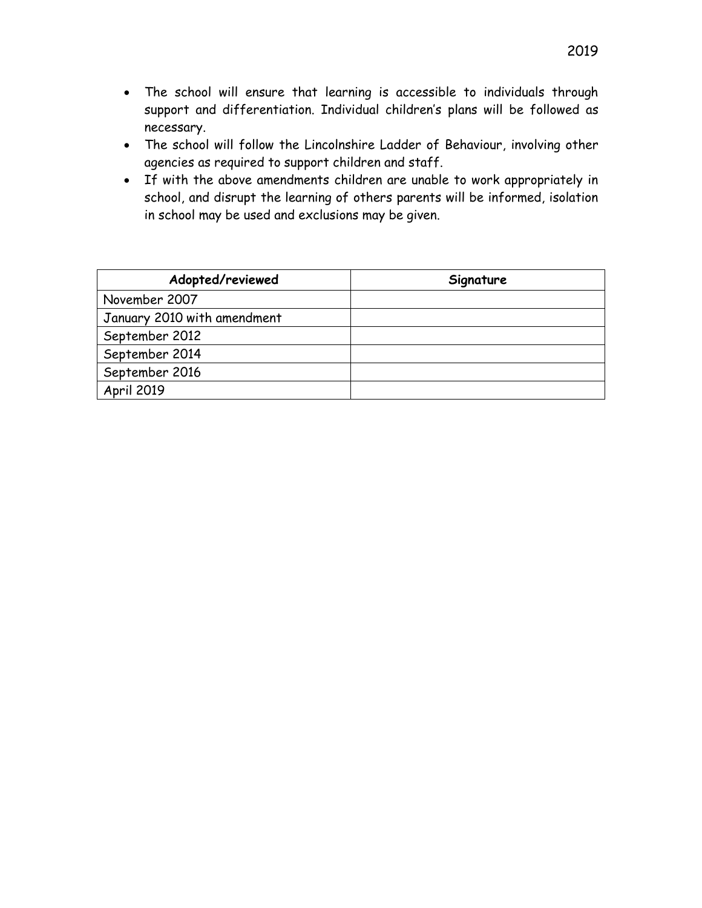- The school will ensure that learning is accessible to individuals through support and differentiation. Individual children's plans will be followed as necessary.
- The school will follow the Lincolnshire Ladder of Behaviour, involving other agencies as required to support children and staff.
- If with the above amendments children are unable to work appropriately in school, and disrupt the learning of others parents will be informed, isolation in school may be used and exclusions may be given.

| Adopted/reviewed | Signature |
|---|---|
| November 2007 | |
| January 2010 with amendment | |
| September 2012 | |
| September 2014 | |
| September 2016 | |
| April 2019 | |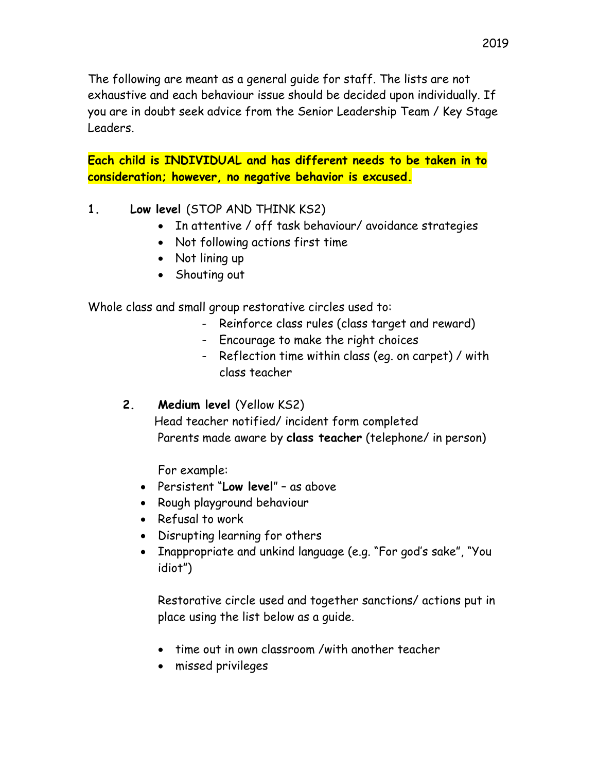The following are meant as a general guide for staff. The lists are not exhaustive and each behaviour issue should be decided upon individually. If you are in doubt seek advice from the Senior Leadership Team / Key Stage Leaders.

**Each child is INDIVIDUAL and has different needs to be taken in to consideration; however, no negative behavior is excused.**

1. **Low level** (STOP AND THINK KS2)
   - In attentive / off task behaviour/ avoidance strategies
   - Not following actions first time
   - Not lining up
   - Shouting out

Whole class and small group restorative circles used to:

- Reinforce class rules (class target and reward)
- Encourage to make the right choices
- Reflection time within class (eg. on carpet) / with class teacher

2. **Medium level** (Yellow KS2)

   Head teacher notified/ incident form completed

   Parents made aware by **class teacher** (telephone/ in person)

   For example:

   - Persistent "**Low level**" – as above
   - Rough playground behaviour
   - Refusal to work
   - Disrupting learning for others
   - Inappropriate and unkind language (e.g. "For god's sake", "You idiot")

   Restorative circle used and together sanctions/ actions put in place using the list below as a guide.

   - time out in own classroom /with another teacher
   - missed privileges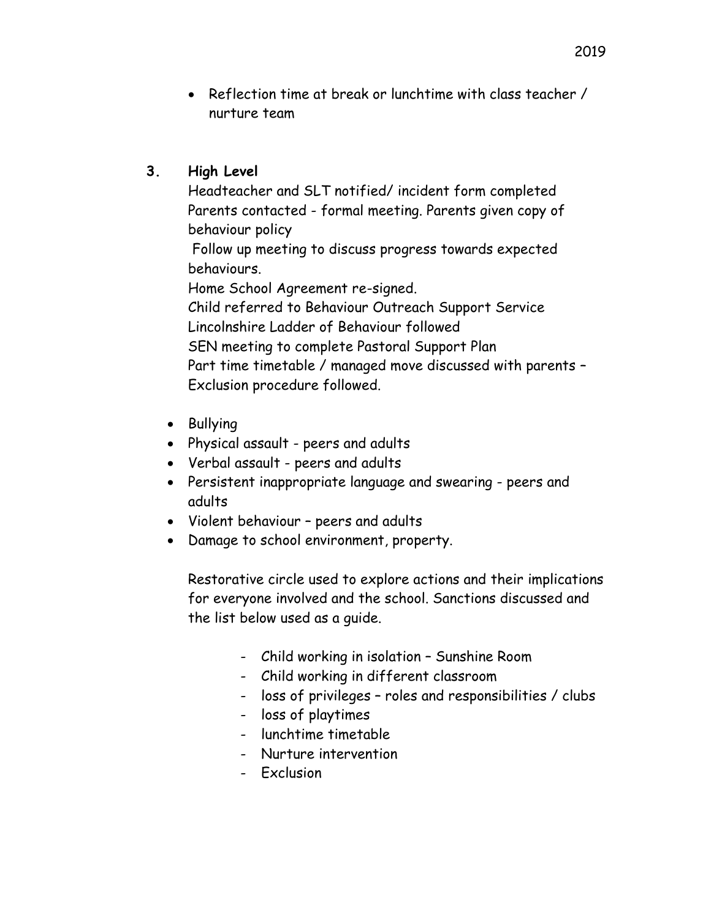- Reflection time at break or lunchtime with class teacher / nurture team

3. **High Level**

   Headteacher and SLT notified/ incident form completed
   Parents contacted - formal meeting. Parents given copy of behaviour policy
   Follow up meeting to discuss progress towards expected behaviours.
   Home School Agreement re-signed.
   Child referred to Behaviour Outreach Support Service
   Lincolnshire Ladder of Behaviour followed
   SEN meeting to complete Pastoral Support Plan
   Part time timetable / managed move discussed with parents – Exclusion procedure followed.

- Bullying
- Physical assault - peers and adults
- Verbal assault - peers and adults
- Persistent inappropriate language and swearing - peers and adults
- Violent behaviour – peers and adults
- Damage to school environment, property.

Restorative circle used to explore actions and their implications for everyone involved and the school. Sanctions discussed and the list below used as a guide.

- Child working in isolation – Sunshine Room
- Child working in different classroom
- loss of privileges – roles and responsibilities / clubs
- loss of playtimes
- lunchtime timetable
- Nurture intervention
- Exclusion